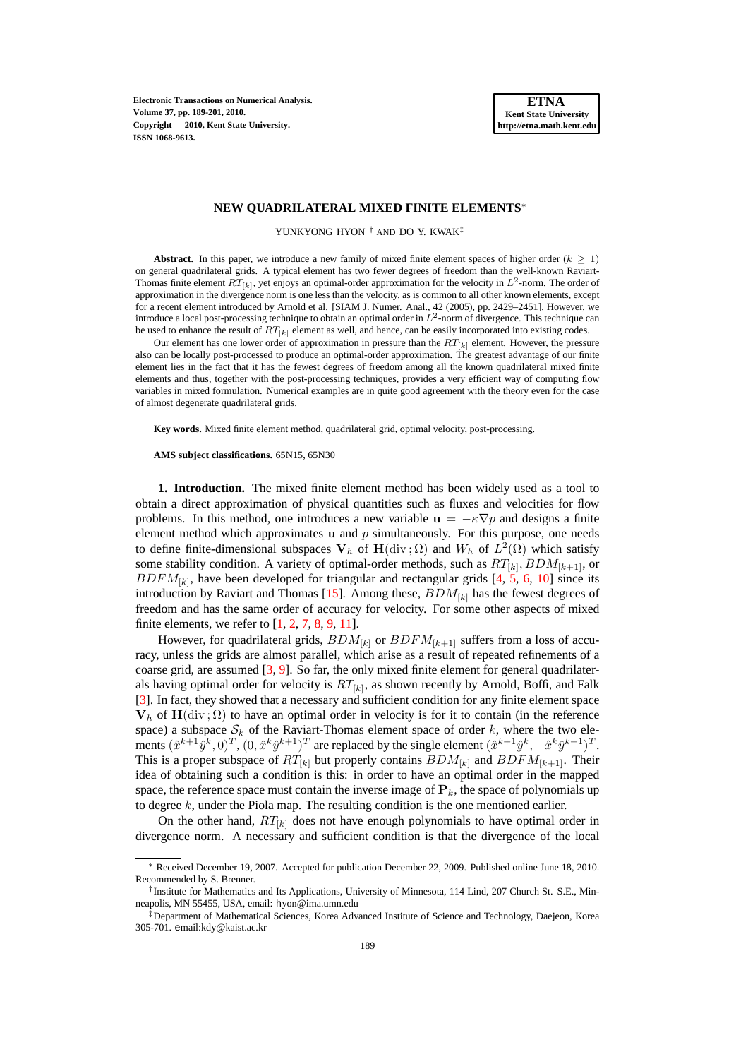# NEW QUADRILATERAL MIXED FINITE ELEMENTS*

YUNKYONG HYON † AND DO Y. KWAK‡

**Abstract.** In this paper, we introduce a new family of mixed finite element spaces of higher order ($k \geq 1$) on general quadrilateral grids. A typical element has two fewer degrees of freedom than the well-known Raviart-Thomas finite element $RT_{[k]}$, yet enjoys an optimal-order approximation for the velocity in $L^2$-norm. The order of approximation in the divergence norm is one less than the velocity, as is common to all other known elements, except for a recent element introduced by Arnold et al. [SIAM J. Numer. Anal., 42 (2005), pp. 2429–2451]. However, we introduce a local post-processing technique to obtain an optimal order in $L^2$-norm of divergence. This technique can be used to enhance the result of $RT_{[k]}$ element as well, and hence, can be easily incorporated into existing codes.

Our element has one lower order of approximation in pressure than the $RT_{[k]}$ element. However, the pressure also can be locally post-processed to produce an optimal-order approximation. The greatest advantage of our finite element lies in the fact that it has the fewest degrees of freedom among all the known quadrilateral mixed finite elements and thus, together with the post-processing techniques, provides a very efficient way of computing flow variables in mixed formulation. Numerical examples are in quite good agreement with the theory even for the case of almost degenerate quadrilateral grids.

**Key words.** Mixed finite element method, quadrilateral grid, optimal velocity, post-processing.

**AMS subject classifications.** 65N15, 65N30

**1. Introduction.** The mixed finite element method has been widely used as a tool to obtain a direct approximation of physical quantities such as fluxes and velocities for flow problems. In this method, one introduces a new variable $\mathbf{u} = -\kappa\nabla p$ and designs a finite element method which approximates $\mathbf{u}$ and $p$ simultaneously. For this purpose, one needs to define finite-dimensional subspaces $\mathbf{V}_h$ of $\mathbf{H}(\mathrm{div}\,;\Omega)$ and $W_h$ of $L^2(\Omega)$ which satisfy some stability condition. A variety of optimal-order methods, such as $RT_{[k]}$, $BDM_{[k+1]}$, or $BDFM_{[k]}$, have been developed for triangular and rectangular grids [4, 5, 6, 10] since its introduction by Raviart and Thomas [15]. Among these, $BDM_{[k]}$ has the fewest degrees of freedom and has the same order of accuracy for velocity. For some other aspects of mixed finite elements, we refer to [1, 2, 7, 8, 9, 11].

However, for quadrilateral grids, $BDM_{[k]}$ or $BDFM_{[k+1]}$ suffers from a loss of accuracy, unless the grids are almost parallel, which arise as a result of repeated refinements of a coarse grid, are assumed [3, 9]. So far, the only mixed finite element for general quadrilaterals having optimal order for velocity is $RT_{[k]}$, as shown recently by Arnold, Boffi, and Falk [3]. In fact, they showed that a necessary and sufficient condition for any finite element space $\mathbf{V}_h$ of $\mathbf{H}(\mathrm{div}\,;\Omega)$ to have an optimal order in velocity is for it to contain (in the reference space) a subspace $\mathcal{S}_k$ of the Raviart-Thomas element space of order $k$, where the two elements $(\hat{x}^{k+1}\hat{y}^k, 0)^T$, $(0, \hat{x}^k\hat{y}^{k+1})^T$ are replaced by the single element $(\hat{x}^{k+1}\hat{y}^k, -\hat{x}^k\hat{y}^{k+1})^T$. This is a proper subspace of $RT_{[k]}$ but properly contains $BDM_{[k]}$ and $BDFM_{[k+1]}$. Their idea of obtaining such a condition is this: in order to have an optimal order in the mapped space, the reference space must contain the inverse image of $\mathbf{P}_k$, the space of polynomials up to degree $k$, under the Piola map. The resulting condition is the one mentioned earlier.

On the other hand, $RT_{[k]}$ does not have enough polynomials to have optimal order in divergence norm. A necessary and sufficient condition is that the divergence of the local

---

* Received December 19, 2007. Accepted for publication December 22, 2009. Published online June 18, 2010. Recommended by S. Brenner.

†Institute for Mathematics and Its Applications, University of Minnesota, 114 Lind, 207 Church St. S.E., Minneapolis, MN 55455, USA, email: hyon@ima.umn.edu

‡Department of Mathematical Sciences, Korea Advanced Institute of Science and Technology, Daejeon, Korea 305-701. email:kdy@kaist.ac.kr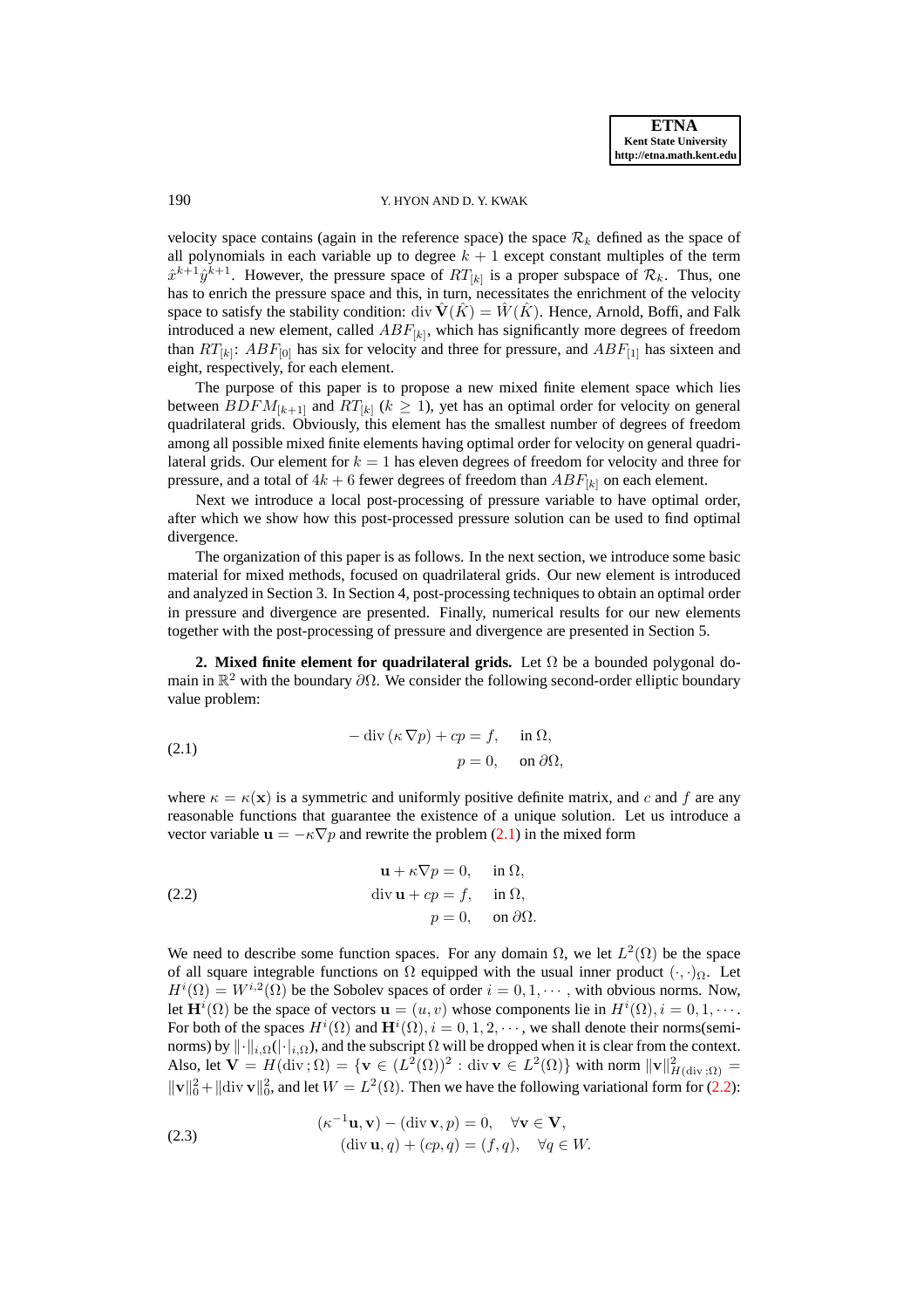velocity space contains (again in the reference space) the space $\mathcal{R}_k$ defined as the space of all polynomials in each variable up to degree $k+1$ except constant multiples of the term $\hat{x}^{k+1}\hat{y}^{k+1}$. However, the pressure space of $RT_{[k]}$ is a proper subspace of $\mathcal{R}_k$. Thus, one has to enrich the pressure space and this, in turn, necessitates the enrichment of the velocity space to satisfy the stability condition: $\operatorname{div}\hat{\mathbf{V}}(\hat{K}) = \hat{W}(\hat{K})$. Hence, Arnold, Boffi, and Falk introduced a new element, called $ABF_{[k]}$, which has significantly more degrees of freedom than $RT_{[k]}$: $ABF_{[0]}$ has six for velocity and three for pressure, and $ABF_{[1]}$ has sixteen and eight, respectively, for each element.

The purpose of this paper is to propose a new mixed finite element space which lies between $BDFM_{[k+1]}$ and $RT_{[k]}$ ($k \geq 1$), yet has an optimal order for velocity on general quadrilateral grids. Obviously, this element has the smallest number of degrees of freedom among all possible mixed finite elements having optimal order for velocity on general quadrilateral grids. Our element for $k=1$ has eleven degrees of freedom for velocity and three for pressure, and a total of $4k+6$ fewer degrees of freedom than $ABF_{[k]}$ on each element.

Next we introduce a local post-processing of pressure variable to have optimal order, after which we show how this post-processed pressure solution can be used to find optimal divergence.

The organization of this paper is as follows. In the next section, we introduce some basic material for mixed methods, focused on quadrilateral grids. Our new element is introduced and analyzed in Section 3. In Section 4, post-processing techniques to obtain an optimal order in pressure and divergence are presented. Finally, numerical results for our new elements together with the post-processing of pressure and divergence are presented in Section 5.

## 2. Mixed finite element for quadrilateral grids.

Let $\Omega$ be a bounded polygonal domain in $\mathbb{R}^2$ with the boundary $\partial\Omega$. We consider the following second-order elliptic boundary value problem:

$$
\begin{aligned}
-\operatorname{div}(\kappa\nabla p) + cp &= f, \quad \text{in } \Omega, \\
p &= 0, \quad \text{on } \partial\Omega,
\end{aligned} \tag{2.1}
$$

where $\kappa = \kappa(\mathbf{x})$ is a symmetric and uniformly positive definite matrix, and $c$ and $f$ are any reasonable functions that guarantee the existence of a unique solution. Let us introduce a vector variable $\mathbf{u} = -\kappa\nabla p$ and rewrite the problem (2.1) in the mixed form

$$
\begin{aligned}
\mathbf{u} + \kappa\nabla p &= 0, \quad \text{in } \Omega, \\
\operatorname{div}\mathbf{u} + cp &= f, \quad \text{in } \Omega, \\
p &= 0, \quad \text{on } \partial\Omega.
\end{aligned} \tag{2.2}
$$

We need to describe some function spaces. For any domain $\Omega$, we let $L^2(\Omega)$ be the space of all square integrable functions on $\Omega$ equipped with the usual inner product $(\cdot,\cdot)_\Omega$. Let $H^i(\Omega) = W^{i,2}(\Omega)$ be the Sobolev spaces of order $i = 0, 1, \cdots$, with obvious norms. Now, let $\mathbf{H}^i(\Omega)$ be the space of vectors $\mathbf{u} = (u, v)$ whose components lie in $H^i(\Omega), i = 0, 1, \cdots$. For both of the spaces $H^i(\Omega)$ and $\mathbf{H}^i(\Omega), i = 0, 1, 2, \cdots$, we shall denote their norms(semi-norms) by $\|\cdot\|_{i,\Omega}(|\cdot|_{i,\Omega})$, and the subscript $\Omega$ will be dropped when it is clear from the context. Also, let $\mathbf{V} = H(\operatorname{div};\Omega) = \{\mathbf{v} \in (L^2(\Omega))^2 : \operatorname{div}\mathbf{v} \in L^2(\Omega)\}$ with norm $\|\mathbf{v}\|^2_{H(\operatorname{div};\Omega)} = \|\mathbf{v}\|_0^2 + \|\operatorname{div}\mathbf{v}\|_0^2$, and let $W = L^2(\Omega)$. Then we have the following variational form for (2.2):

$$
\begin{aligned}
(\kappa^{-1}\mathbf{u}, \mathbf{v}) - (\operatorname{div}\mathbf{v}, p) &= 0, \quad \forall \mathbf{v} \in \mathbf{V}, \\
(\operatorname{div}\mathbf{u}, q) + (cp, q) &= (f, q), \quad \forall q \in W.
\end{aligned} \tag{2.3}
$$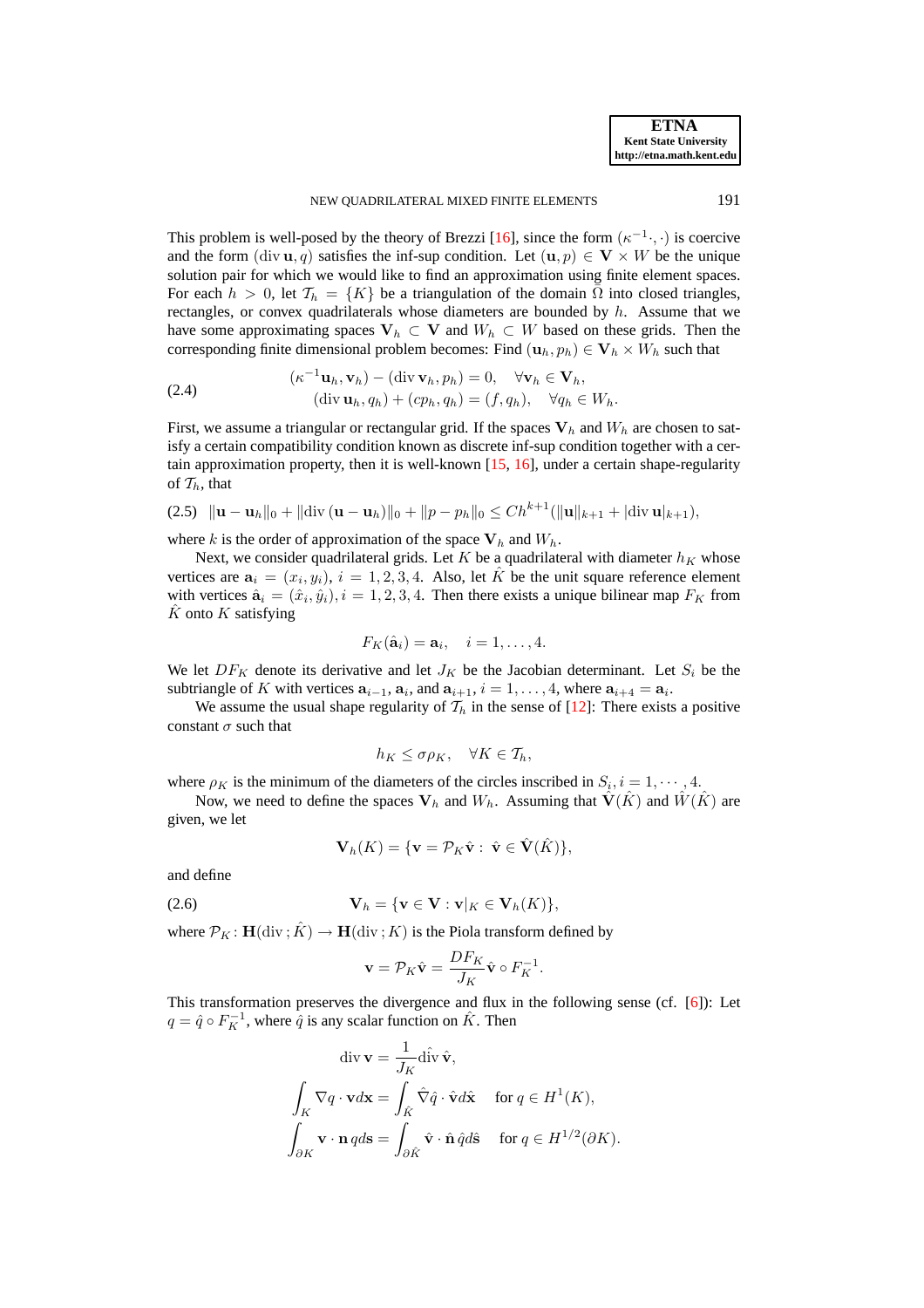This problem is well-posed by the theory of Brezzi [16], since the form $(\kappa^{-1}\cdot,\cdot)$ is coercive and the form $(\operatorname{div}\mathbf{u}, q)$ satisfies the inf-sup condition. Let $(\mathbf{u}, p) \in \mathbf{V} \times W$ be the unique solution pair for which we would like to find an approximation using finite element spaces. For each $h > 0$, let $\mathcal{T}_h = \{K\}$ be a triangulation of the domain $\Omega$ into closed triangles, rectangles, or convex quadrilaterals whose diameters are bounded by $h$. Assume that we have some approximating spaces $\mathbf{V}_h \subset \mathbf{V}$ and $W_h \subset W$ based on these grids. Then the corresponding finite dimensional problem becomes: Find $(\mathbf{u}_h, p_h) \in \mathbf{V}_h \times W_h$ such that

$$
\begin{aligned}
(\kappa^{-1}\mathbf{u}_h, \mathbf{v}_h) - (\operatorname{div}\mathbf{v}_h, p_h) &= 0, \quad \forall \mathbf{v}_h \in \mathbf{V}_h,\\
(\operatorname{div}\mathbf{u}_h, q_h) + (cp_h, q_h) &= (f, q_h), \quad \forall q_h \in W_h.
\end{aligned} \tag{2.4}
$$

First, we assume a triangular or rectangular grid. If the spaces $\mathbf{V}_h$ and $W_h$ are chosen to satisfy a certain compatibility condition known as discrete inf-sup condition together with a certain approximation property, then it is well-known [15, 16], under a certain shape-regularity of $\mathcal{T}_h$, that

$$
\|\mathbf{u}-\mathbf{u}_h\|_0 + \|\operatorname{div}(\mathbf{u}-\mathbf{u}_h)\|_0 + \|p-p_h\|_0 \le Ch^{k+1}(\|\mathbf{u}\|_{k+1} + |\operatorname{div}\mathbf{u}|_{k+1}), \tag{2.5}
$$

where $k$ is the order of approximation of the space $\mathbf{V}_h$ and $W_h$.

Next, we consider quadrilateral grids. Let $K$ be a quadrilateral with diameter $h_K$ whose vertices are $\mathbf{a}_i = (x_i, y_i)$, $i = 1, 2, 3, 4$. Also, let $\hat{K}$ be the unit square reference element with vertices $\hat{\mathbf{a}}_i = (\hat{x}_i, \hat{y}_i), i = 1, 2, 3, 4$. Then there exists a unique bilinear map $F_K$ from $\hat{K}$ onto $K$ satisfying

$$
F_K(\hat{\mathbf{a}}_i) = \mathbf{a}_i, \quad i = 1, \ldots, 4.
$$

We let $DF_K$ denote its derivative and let $J_K$ be the Jacobian determinant. Let $S_i$ be the subtriangle of $K$ with vertices $\mathbf{a}_{i-1}$, $\mathbf{a}_i$, and $\mathbf{a}_{i+1}$, $i = 1, \ldots, 4$, where $\mathbf{a}_{i+4} = \mathbf{a}_i$.

We assume the usual shape regularity of $\mathcal{T}_h$ in the sense of [12]: There exists a positive constant $\sigma$ such that

$$
h_K \le \sigma\rho_K, \quad \forall K \in \mathcal{T}_h,
$$

where $\rho_K$ is the minimum of the diameters of the circles inscribed in $S_i, i = 1, \cdots, 4$.

Now, we need to define the spaces $\mathbf{V}_h$ and $W_h$. Assuming that $\hat{\mathbf{V}}(\hat{K})$ and $\hat{W}(\hat{K})$ are given, we let

$$
\mathbf{V}_h(K) = \{\mathbf{v} = \mathcal{P}_K\hat{\mathbf{v}} : \ \hat{\mathbf{v}} \in \hat{\mathbf{V}}(\hat{K})\},
$$

and define

$$
\mathbf{V}_h = \{\mathbf{v} \in \mathbf{V} : \mathbf{v}|_K \in \mathbf{V}_h(K)\}, \tag{2.6}
$$

where $\mathcal{P}_K : \mathbf{H}(\operatorname{div}; \hat{K}) \to \mathbf{H}(\operatorname{div}; K)$ is the Piola transform defined by

$$
\mathbf{v} = \mathcal{P}_K\hat{\mathbf{v}} = \frac{DF_K}{J_K}\hat{\mathbf{v}} \circ F_K^{-1}.
$$

This transformation preserves the divergence and flux in the following sense (cf. [6]): Let $q = \hat{q} \circ F_K^{-1}$, where $\hat{q}$ is any scalar function on $\hat{K}$. Then

$$
\begin{aligned}
\operatorname{div}\mathbf{v} &= \frac{1}{J_K}\hat{\operatorname{div}}\,\hat{\mathbf{v}},\\
\int_K \nabla q \cdot \mathbf{v} d\mathbf{x} &= \int_{\hat{K}} \hat{\nabla}\hat{q} \cdot \hat{\mathbf{v}} d\hat{\mathbf{x}} \quad \text{for } q \in H^1(K),\\
\int_{\partial K} \mathbf{v} \cdot \mathbf{n}\, q ds &= \int_{\partial\hat{K}} \hat{\mathbf{v}} \cdot \hat{\mathbf{n}}\, \hat{q} d\hat{s} \quad \text{for } q \in H^{1/2}(\partial K).
\end{aligned}
$$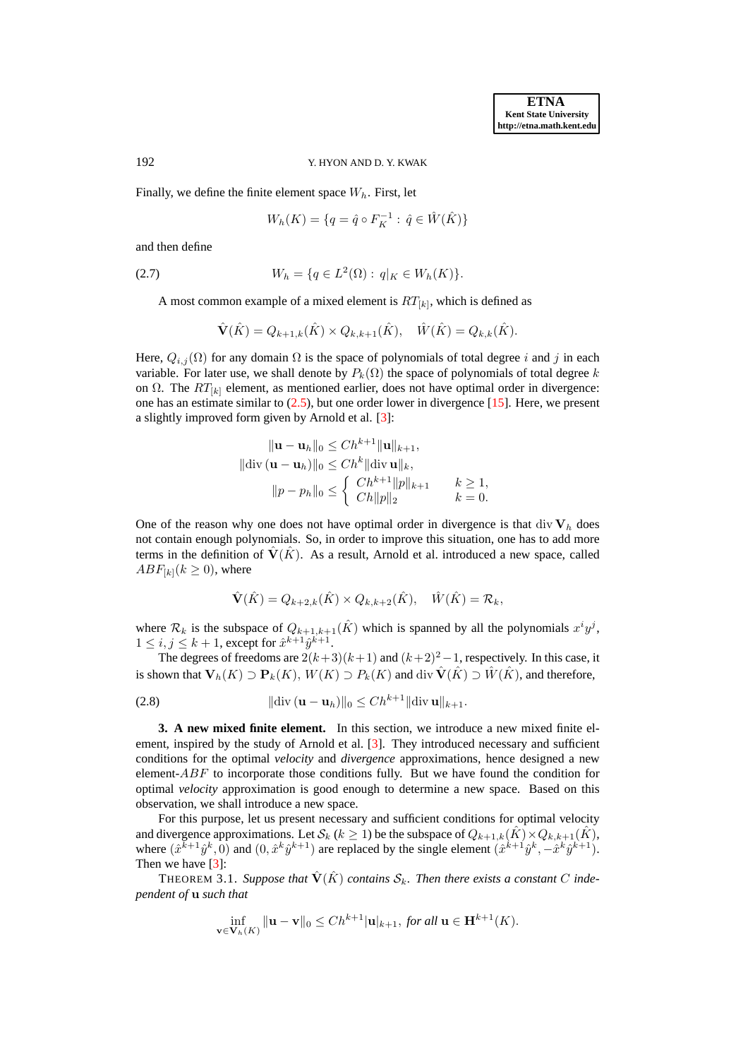Finally, we define the finite element space $W_h$. First, let

$$W_h(K) = \{q = \hat{q} \circ F_K^{-1} : \hat{q} \in \hat{W}(\hat{K})\}$$

and then define

$$W_h = \{q \in L^2(\Omega) : q|_K \in W_h(K)\}. \tag{2.7}$$

A most common example of a mixed element is $RT_{[k]}$, which is defined as

$$\hat{\mathbf{V}}(\hat{K}) = Q_{k+1,k}(\hat{K}) \times Q_{k,k+1}(\hat{K}), \quad \hat{W}(\hat{K}) = Q_{k,k}(\hat{K}).$$

Here, $Q_{i,j}(\Omega)$ for any domain $\Omega$ is the space of polynomials of total degree $i$ and $j$ in each variable. For later use, we shall denote by $P_k(\Omega)$ the space of polynomials of total degree $k$ on $\Omega$. The $RT_{[k]}$ element, as mentioned earlier, does not have optimal order in divergence: one has an estimate similar to (2.5), but one order lower in divergence [15]. Here, we present a slightly improved form given by Arnold et al. [3]:

$$\begin{aligned}
\|\mathbf{u} - \mathbf{u}_h\|_0 &\le Ch^{k+1}\|\mathbf{u}\|_{k+1}, \\
\|\mathrm{div}\,(\mathbf{u} - \mathbf{u}_h)\|_0 &\le Ch^k\|\mathrm{div}\,\mathbf{u}\|_k, \\
\|p - p_h\|_0 &\le \begin{cases} Ch^{k+1}\|p\|_{k+1} & k \ge 1, \\ Ch\|p\|_2 & k = 0. \end{cases}
\end{aligned}$$

One of the reason why one does not have optimal order in divergence is that $\mathrm{div}\,\mathbf{V}_h$ does not contain enough polynomials. So, in order to improve this situation, one has to add more terms in the definition of $\hat{\mathbf{V}}(\hat{K})$. As a result, Arnold et al. introduced a new space, called $ABF_{[k]}(k \ge 0)$, where

$$\hat{\mathbf{V}}(\hat{K}) = Q_{k+2,k}(\hat{K}) \times Q_{k,k+2}(\hat{K}), \quad \hat{W}(\hat{K}) = \mathcal{R}_k,$$

where $\mathcal{R}_k$ is the subspace of $Q_{k+1,k+1}(\hat{K})$ which is spanned by all the polynomials $x^i y^j$, $1 \le i, j \le k+1$, except for $\hat{x}^{k+1}\hat{y}^{k+1}$.

The degrees of freedoms are $2(k+3)(k+1)$ and $(k+2)^2 - 1$, respectively. In this case, it is shown that $\mathbf{V}_h(K) \supset \mathbf{P}_k(K)$, $W(K) \supset P_k(K)$ and $\mathrm{div}\,\hat{\mathbf{V}}(\hat{K}) \supset \hat{W}(\hat{K})$, and therefore,

$$\|\mathrm{div}\,(\mathbf{u} - \mathbf{u}_h)\|_0 \le Ch^{k+1}\|\mathrm{div}\,\mathbf{u}\|_{k+1}. \tag{2.8}$$

## 3. A new mixed finite element.

In this section, we introduce a new mixed finite element, inspired by the study of Arnold et al. [3]. They introduced necessary and sufficient conditions for the optimal *velocity* and *divergence* approximations, hence designed a new element-$ABF$ to incorporate those conditions fully. But we have found the condition for optimal *velocity* approximation is good enough to determine a new space. Based on this observation, we shall introduce a new space.

For this purpose, let us present necessary and sufficient conditions for optimal velocity and divergence approximations. Let $\mathcal{S}_k$ ($k \ge 1$) be the subspace of $Q_{k+1,k}(\hat{K}) \times Q_{k,k+1}(\hat{K})$, where $(\hat{x}^{k+1}\hat{y}^k, 0)$ and $(0, \hat{x}^k\hat{y}^{k+1})$ are replaced by the single element $(\hat{x}^{k+1}\hat{y}^k, -\hat{x}^k\hat{y}^{k+1})$. Then we have [3]:

THEOREM 3.1. *Suppose that $\hat{\mathbf{V}}(\hat{K})$ contains $\mathcal{S}_k$. Then there exists a constant $C$ independent of $\mathbf{u}$ such that*

$$\inf_{\mathbf{v} \in \mathbf{V}_h(K)} \|\mathbf{u} - \mathbf{v}\|_0 \le Ch^{k+1}|\mathbf{u}|_{k+1}, \text{ for all } \mathbf{u} \in \mathbf{H}^{k+1}(K).$$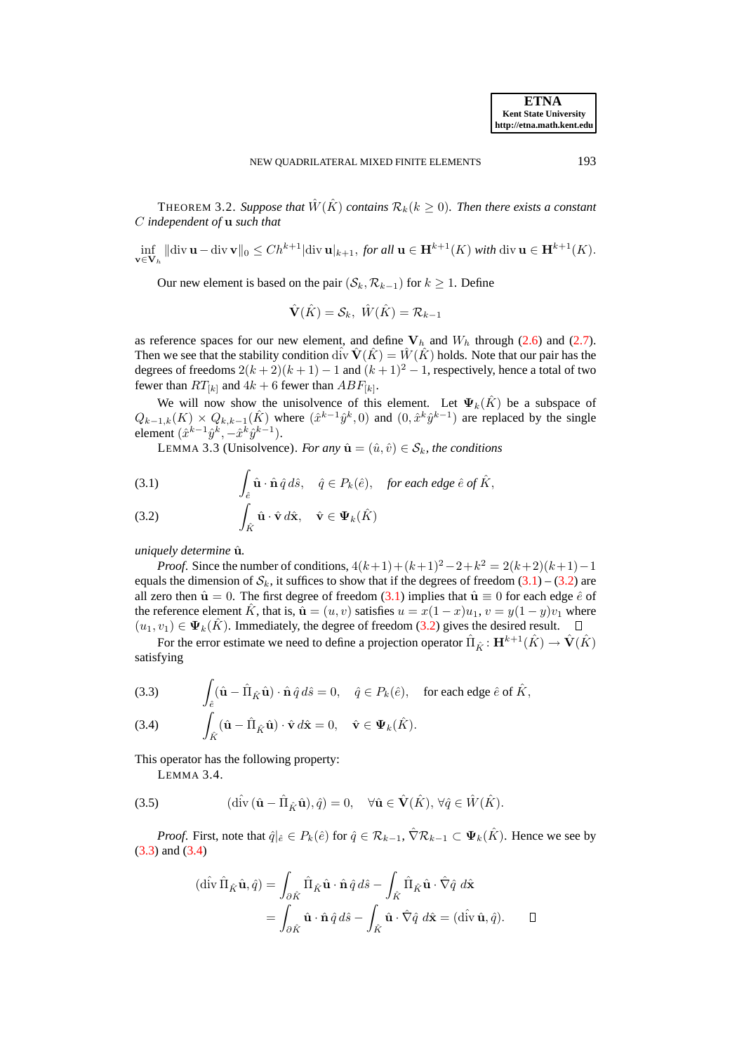THEOREM 3.2. *Suppose that $\hat{W}(\hat{K})$ contains $\mathcal{R}_k (k \geq 0)$. Then there exists a constant $C$ independent of $\mathbf{u}$ such that*

$$\inf_{\mathbf{v}\in\mathbf{V}_h} \|\operatorname{div}\mathbf{u} - \operatorname{div}\mathbf{v}\|_0 \leq Ch^{k+1}|\operatorname{div}\mathbf{u}|_{k+1}, \text{ for all } \mathbf{u} \in \mathbf{H}^{k+1}(K) \text{ with } \operatorname{div}\mathbf{u} \in \mathbf{H}^{k+1}(K).$$

Our new element is based on the pair $(\mathcal{S}_k, \mathcal{R}_{k-1})$ for $k \geq 1$. Define

$$\hat{\mathbf{V}}(\hat{K}) = \mathcal{S}_k, \;\; \hat{W}(\hat{K}) = \mathcal{R}_{k-1}$$

as reference spaces for our new element, and define $\mathbf{V}_h$ and $W_h$ through (2.6) and (2.7). Then we see that the stability condition $\hat{\operatorname{div}}\,\hat{\mathbf{V}}(\hat{K}) = \hat{W}(\hat{K})$ holds. Note that our pair has the degrees of freedoms $2(k+2)(k+1)-1$ and $(k+1)^2-1$, respectively, hence a total of two fewer than $RT_{[k]}$ and $4k+6$ fewer than $ABF_{[k]}$.

We will now show the unisolvence of this element. Let $\mathbf{\Psi}_k(\hat{K})$ be a subspace of $Q_{k-1,k}(K) \times Q_{k,k-1}(\hat{K})$ where $(\hat{x}^{k-1}\hat{y}^k, 0)$ and $(0, \hat{x}^k\hat{y}^{k-1})$ are replaced by the single element $(\hat{x}^{k-1}\hat{y}^k, -\hat{x}^k\hat{y}^{k-1})$.

LEMMA 3.3 (Unisolvence). *For any $\hat{\mathbf{u}} = (\hat{u}, \hat{v}) \in \mathcal{S}_k$, the conditions*

$$\int_{\hat{e}} \hat{\mathbf{u}} \cdot \hat{\mathbf{n}}\, \hat{q}\, d\hat{s}, \quad \hat{q} \in P_k(\hat{e}), \quad \textit{for each edge } \hat{e} \textit{ of } \hat{K}, \tag{3.1}$$

$$\int_{\hat{K}} \hat{\mathbf{u}} \cdot \hat{\mathbf{v}}\, d\hat{\mathbf{x}}, \quad \hat{\mathbf{v}} \in \mathbf{\Psi}_k(\hat{K}) \tag{3.2}$$

*uniquely determine $\hat{\mathbf{u}}$.*

*Proof.* Since the number of conditions, $4(k+1)+(k+1)^2-2+k^2 = 2(k+2)(k+1)-1$ equals the dimension of $\mathcal{S}_k$, it suffices to show that if the degrees of freedom (3.1) – (3.2) are all zero then $\hat{\mathbf{u}} = 0$. The first degree of freedom (3.1) implies that $\hat{\mathbf{u}} \equiv 0$ for each edge $\hat{e}$ of the reference element $\hat{K}$, that is, $\hat{\mathbf{u}} = (u, v)$ satisfies $u = x(1-x)u_1$, $v = y(1-y)v_1$ where $(u_1, v_1) \in \mathbf{\Psi}_k(\hat{K})$. Immediately, the degree of freedom (3.2) gives the desired result. ∎

For the error estimate we need to define a projection operator $\hat{\Pi}_{\hat{K}} : \mathbf{H}^{k+1}(\hat{K}) \to \hat{\mathbf{V}}(\hat{K})$ satisfying

$$\int_{\hat{e}} (\hat{\mathbf{u}} - \hat{\Pi}_{\hat{K}}\hat{\mathbf{u}}) \cdot \hat{\mathbf{n}}\, \hat{q}\, d\hat{s} = 0, \quad \hat{q} \in P_k(\hat{e}), \quad \text{for each edge } \hat{e} \text{ of } \hat{K}, \tag{3.3}$$

$$\int_{\hat{K}} (\hat{\mathbf{u}} - \hat{\Pi}_{\hat{K}}\hat{\mathbf{u}}) \cdot \hat{\mathbf{v}}\, d\hat{\mathbf{x}} = 0, \quad \hat{\mathbf{v}} \in \mathbf{\Psi}_k(\hat{K}). \tag{3.4}$$

This operator has the following property:

LEMMA 3.4.

$$(\hat{\operatorname{div}}\,(\hat{\mathbf{u}} - \hat{\Pi}_{\hat{K}}\hat{\mathbf{u}}), \hat{q}) = 0, \quad \forall \hat{\mathbf{u}} \in \hat{\mathbf{V}}(\hat{K}), \forall \hat{q} \in \hat{W}(\hat{K}). \tag{3.5}$$

*Proof.* First, note that $\hat{q}|_{\hat{e}} \in P_k(\hat{e})$ for $\hat{q} \in \mathcal{R}_{k-1}$, $\hat{\nabla}\mathcal{R}_{k-1} \subset \mathbf{\Psi}_k(\hat{K})$. Hence we see by (3.3) and (3.4)

$$\begin{aligned}
(\hat{\operatorname{div}}\,\hat{\Pi}_{\hat{K}}\hat{\mathbf{u}}, \hat{q}) &= \int_{\partial\hat{K}} \hat{\Pi}_{\hat{K}}\hat{\mathbf{u}} \cdot \hat{\mathbf{n}}\, \hat{q}\, d\hat{s} - \int_{\hat{K}} \hat{\Pi}_{\hat{K}}\hat{\mathbf{u}} \cdot \hat{\nabla}\hat{q}\; d\hat{\mathbf{x}} \\
&= \int_{\partial\hat{K}} \hat{\mathbf{u}} \cdot \hat{\mathbf{n}}\, \hat{q}\, d\hat{s} - \int_{\hat{K}} \hat{\mathbf{u}} \cdot \hat{\nabla}\hat{q}\; d\hat{\mathbf{x}} = (\hat{\operatorname{div}}\,\hat{\mathbf{u}}, \hat{q}).
\end{aligned}$$

∎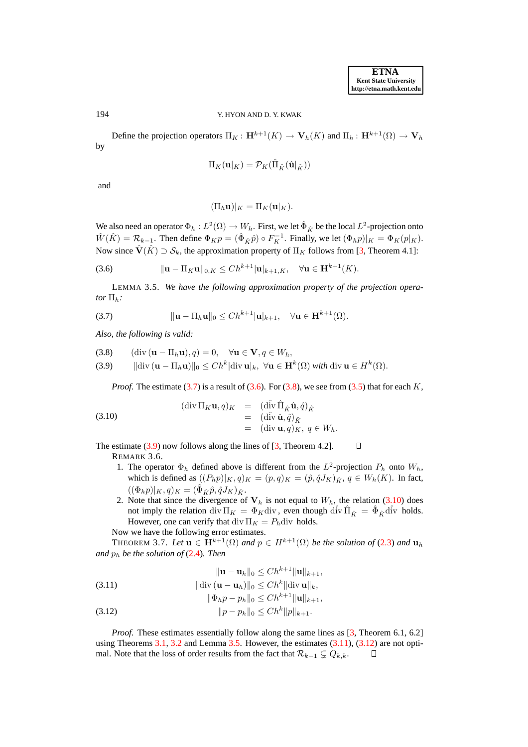Define the projection operators $\Pi_K : \mathbf{H}^{k+1}(K) \to \mathbf{V}_h(K)$ and $\Pi_h : \mathbf{H}^{k+1}(\Omega) \to \mathbf{V}_h$ by

$$\Pi_K(\mathbf{u}|_K) = \mathcal{P}_K(\hat{\Pi}_{\hat{K}}(\hat{\mathbf{u}}|_{\hat{K}}))$$

and

$$(\Pi_h \mathbf{u})|_K = \Pi_K(\mathbf{u}|_K).$$

We also need an operator $\Phi_h : L^2(\Omega) \to W_h$. First, we let $\hat{\Phi}_{\hat{K}}$ be the local $L^2$-projection onto $\hat{W}(\hat{K}) = \mathcal{R}_{k-1}$. Then define $\Phi_K p = (\hat{\Phi}_{\hat{K}} \hat{p}) \circ F_K^{-1}$. Finally, we let $(\Phi_h p)|_K = \Phi_K(p|_K)$. Now since $\hat{\mathbf{V}}(\hat{K}) \supset \mathcal{S}_k$, the approximation property of $\Pi_K$ follows from [3, Theorem 4.1]:

$$\|\mathbf{u} - \Pi_K \mathbf{u}\|_{0,K} \le Ch^{k+1} |\mathbf{u}|_{k+1,K}, \quad \forall \mathbf{u} \in \mathbf{H}^{k+1}(K). \tag{3.6}$$

LEMMA 3.5. *We have the following approximation property of the projection operator* $\Pi_h$*:*

$$\|\mathbf{u} - \Pi_h \mathbf{u}\|_0 \le Ch^{k+1} |\mathbf{u}|_{k+1}, \quad \forall \mathbf{u} \in \mathbf{H}^{k+1}(\Omega). \tag{3.7}$$

*Also, the following is valid:*

$$(\operatorname{div}(\mathbf{u} - \Pi_h \mathbf{u}), q) = 0, \quad \forall \mathbf{u} \in \mathbf{V}, q \in W_h, \tag{3.8}$$

$$\|\operatorname{div}(\mathbf{u} - \Pi_h \mathbf{u})\|_0 \le Ch^k |\operatorname{div} \mathbf{u}|_k, \ \forall \mathbf{u} \in \mathbf{H}^k(\Omega) \text{ with } \operatorname{div} \mathbf{u} \in H^k(\Omega). \tag{3.9}$$

*Proof.* The estimate (3.7) is a result of (3.6). For (3.8), we see from (3.5) that for each $K$,

$$\begin{aligned} (\operatorname{div} \Pi_K \mathbf{u}, q)_K &= (\hat{\operatorname{div}}\, \hat{\Pi}_{\hat{K}} \hat{\mathbf{u}}, \hat{q})_{\hat{K}} \\ &= (\hat{\operatorname{div}}\, \hat{\mathbf{u}}, \hat{q})_{\hat{K}} \\ &= (\operatorname{div} \mathbf{u}, q)_K, \ q \in W_h. \end{aligned} \tag{3.10}$$

The estimate (3.9) now follows along the lines of [3, Theorem 4.2]. ∎

REMARK 3.6.

1. The operator $\Phi_h$ defined above is different from the $L^2$-projection $P_h$ onto $W_h$, which is defined as $((P_h p)|_K, q)_K = (p, q)_K = (\hat{p}, \hat{q} J_K)_{\hat{K}}$, $q \in W_h(K)$. In fact, $((\Phi_h p)|_K, q)_K = (\hat{\Phi}_{\hat{K}} \hat{p}, \hat{q} J_K)_{\hat{K}}$.
2. Note that since the divergence of $\mathbf{V}_h$ is not equal to $W_h$, the relation (3.10) does not imply the relation $\operatorname{div} \Pi_K = \Phi_K \operatorname{div}$, even though $\hat{\operatorname{div}}\, \hat{\Pi}_{\hat{K}} = \hat{\Phi}_{\hat{K}} \hat{\operatorname{div}}$ holds. However, one can verify that $\operatorname{div} \Pi_K = P_h \operatorname{div}$ holds.

Now we have the following error estimates.

THEOREM 3.7. *Let* $\mathbf{u} \in \mathbf{H}^{k+1}(\Omega)$ *and* $p \in H^{k+1}(\Omega)$ *be the solution of* (2.3) *and* $\mathbf{u}_h$ *and* $p_h$ *be the solution of* (2.4)*. Then*

$$\begin{aligned} \|\mathbf{u} - \mathbf{u}_h\|_0 &\le Ch^{k+1} \|\mathbf{u}\|_{k+1}, \\ \|\operatorname{div}(\mathbf{u} - \mathbf{u}_h)\|_0 &\le Ch^k \|\operatorname{div} \mathbf{u}\|_k, \end{aligned} \tag{3.11}$$

$$\begin{aligned} \|\Phi_h p - p_h\|_0 &\le Ch^{k+1} \|\mathbf{u}\|_{k+1}, \\ \|p - p_h\|_0 &\le Ch^k \|p\|_{k+1}. \end{aligned} \tag{3.12}$$

*Proof.* These estimates essentially follow along the same lines as [3, Theorem 6.1, 6.2] using Theorems 3.1, 3.2 and Lemma 3.5. However, the estimates (3.11), (3.12) are not optimal. Note that the loss of order results from the fact that $\mathcal{R}_{k-1} \subsetneq Q_{k,k}$. ∎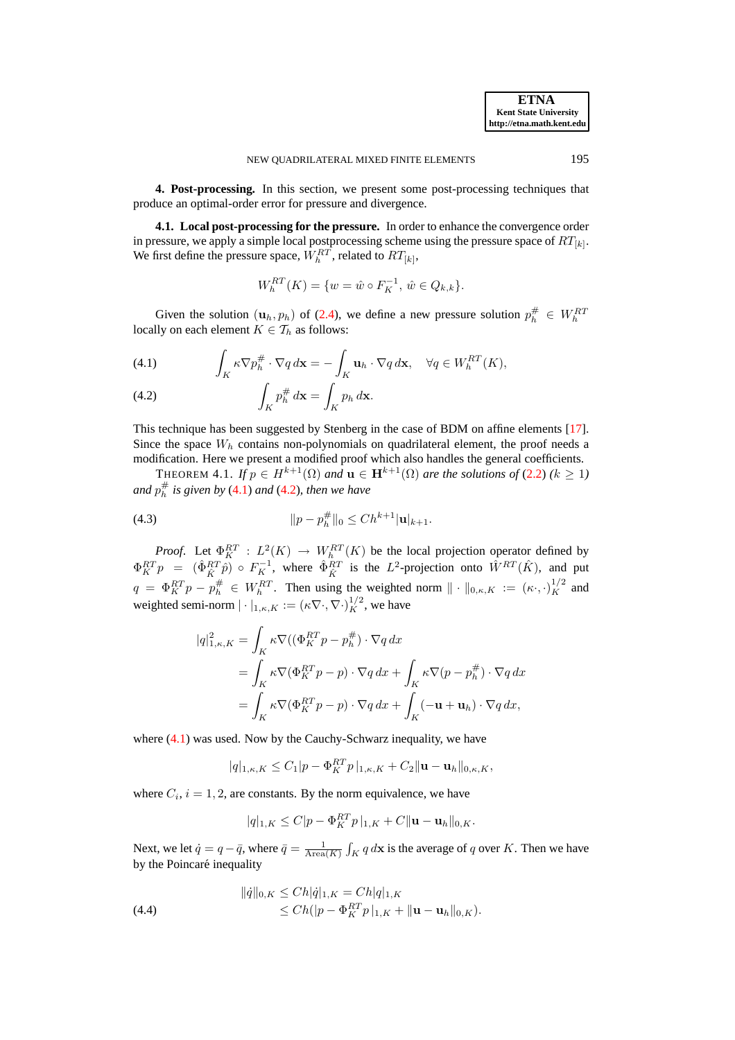## 4. Post-processing.

In this section, we present some post-processing techniques that produce an optimal-order error for pressure and divergence.

### 4.1. Local post-processing for the pressure.

In order to enhance the convergence order in pressure, we apply a simple local postprocessing scheme using the pressure space of $RT_{[k]}$. We first define the pressure space, $W_h^{RT}$, related to $RT_{[k]}$,

$$W_h^{RT}(K) = \{w = \hat{w} \circ F_K^{-1},\ \hat{w} \in Q_{k,k}\}.$$

Given the solution $(\mathbf{u}_h, p_h)$ of (2.4), we define a new pressure solution $p_h^\# \in W_h^{RT}$ locally on each element $K \in \mathcal{T}_h$ as follows:

$$\int_K \kappa \nabla p_h^\# \cdot \nabla q \, d\mathbf{x} = -\int_K \mathbf{u}_h \cdot \nabla q \, d\mathbf{x}, \quad \forall q \in W_h^{RT}(K), \tag{4.1}$$

$$\int_K p_h^\# \, d\mathbf{x} = \int_K p_h \, d\mathbf{x}. \tag{4.2}$$

This technique has been suggested by Stenberg in the case of BDM on affine elements [17]. Since the space $W_h$ contains non-polynomials on quadrilateral element, the proof needs a modification. Here we present a modified proof which also handles the general coefficients.

THEOREM 4.1. *If $p \in H^{k+1}(\Omega)$ and $\mathbf{u} \in \mathbf{H}^{k+1}(\Omega)$ are the solutions of (2.2) ($k \geq 1$) and $p_h^\#$ is given by (4.1) and (4.2), then we have*

$$\|p - p_h^\#\|_0 \leq Ch^{k+1}|\mathbf{u}|_{k+1}. \tag{4.3}$$

*Proof.* Let $\Phi_K^{RT} : L^2(K) \to W_h^{RT}(K)$ be the local projection operator defined by $\Phi_K^{RT} p = (\hat{\Phi}_{\hat{K}}^{RT} \hat{p}) \circ F_K^{-1}$, where $\hat{\Phi}_{\hat{K}}^{RT}$ is the $L^2$-projection onto $\hat{W}^{RT}(\hat{K})$, and put $q = \Phi_K^{RT} p - p_h^\# \in W_h^{RT}$. Then using the weighted norm $\|\cdot\|_{0,\kappa,K} := (\kappa \cdot, \cdot)_K^{1/2}$ and weighted semi-norm $|\cdot|_{1,\kappa,K} := (\kappa \nabla \cdot, \nabla \cdot)_K^{1/2}$, we have

$$\begin{aligned}
|q|_{1,\kappa,K}^2 &= \int_K \kappa \nabla((\Phi_K^{RT} p - p_h^\#) \cdot \nabla q \, dx \\
&= \int_K \kappa \nabla(\Phi_K^{RT} p - p) \cdot \nabla q \, dx + \int_K \kappa \nabla(p - p_h^\#) \cdot \nabla q \, dx \\
&= \int_K \kappa \nabla(\Phi_K^{RT} p - p) \cdot \nabla q \, dx + \int_K (-\mathbf{u} + \mathbf{u}_h) \cdot \nabla q \, dx,
\end{aligned}$$

where (4.1) was used. Now by the Cauchy-Schwarz inequality, we have

$$|q|_{1,\kappa,K} \leq C_1 |p - \Phi_K^{RT} p|_{1,\kappa,K} + C_2 \|\mathbf{u} - \mathbf{u}_h\|_{0,\kappa,K},$$

where $C_i$, $i = 1, 2$, are constants. By the norm equivalence, we have

$$|q|_{1,K} \leq C|p - \Phi_K^{RT} p|_{1,K} + C\|\mathbf{u} - \mathbf{u}_h\|_{0,K}.$$

Next, we let $\dot{q} = q - \bar{q}$, where $\bar{q} = \frac{1}{\text{Area}(K)} \int_K q \, d\mathbf{x}$ is the average of $q$ over $K$. Then we have by the Poincaré inequality

$$\begin{aligned}
\|\dot{q}\|_{0,K} &\leq Ch|\dot{q}|_{1,K} = Ch|q|_{1,K} \\
&\leq Ch(|p - \Phi_K^{RT} p|_{1,K} + \|\mathbf{u} - \mathbf{u}_h\|_{0,K}).
\end{aligned} \tag{4.4}$$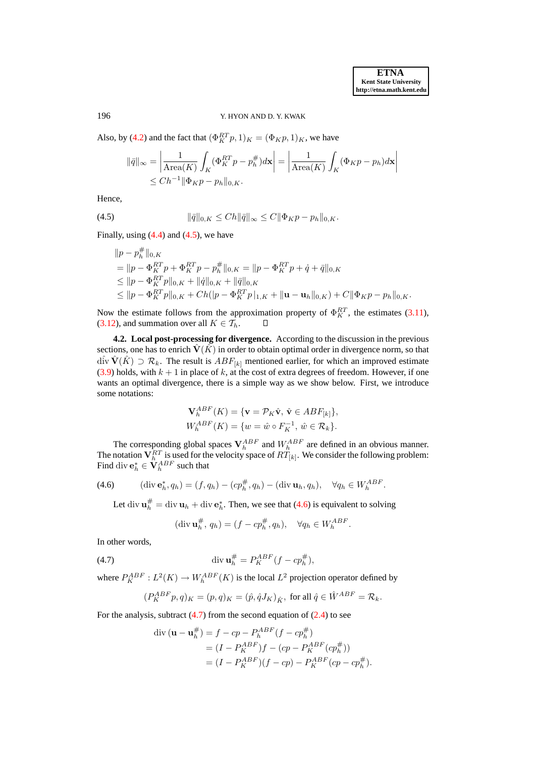Also, by (4.2) and the fact that $(\Phi_K^{RT} p, 1)_K = (\Phi_K p, 1)_K$, we have

$$\|\bar{q}\|_\infty = \left| \frac{1}{\text{Area}(K)} \int_K (\Phi_K^{RT} p - p_h^\#) d\mathbf{x} \right| = \left| \frac{1}{\text{Area}(K)} \int_K (\Phi_K p - p_h) d\mathbf{x} \right|$$
$$\leq Ch^{-1} \|\Phi_K p - p_h\|_{0,K}.$$

Hence,

$$\|\bar{q}\|_{0,K} \leq Ch\|\bar{q}\|_\infty \leq C\|\Phi_K p - p_h\|_{0,K}. \tag{4.5}$$

Finally, using (4.4) and (4.5), we have

$$\begin{aligned}
&\|p - p_h^\#\|_{0,K} \\
&= \|p - \Phi_K^{RT} p + \Phi_K^{RT} p - p_h^\#\|_{0,K} = \|p - \Phi_K^{RT} p + \dot{q} + \bar{q}\|_{0,K} \\
&\leq \|p - \Phi_K^{RT} p\|_{0,K} + \|\dot{q}\|_{0,K} + \|\bar{q}\|_{0,K} \\
&\leq \|p - \Phi_K^{RT} p\|_{0,K} + Ch(|p - \Phi_K^{RT} p|_{1,K} + \|\mathbf{u} - \mathbf{u}_h\|_{0,K}) + C\|\Phi_K p - p_h\|_{0,K}.
\end{aligned}$$

Now the estimate follows from the approximation property of $\Phi_K^{RT}$, the estimates (3.11), (3.12), and summation over all $K \in \mathcal{T}_h$. $\square$

**4.2. Local post-processing for divergence.** According to the discussion in the previous sections, one has to enrich $\hat{\mathbf{V}}(\hat{K})$ in order to obtain optimal order in divergence norm, so that $\hat{\text{div}}\, \hat{\mathbf{V}}(\hat{K}) \supset \mathcal{R}_k$. The result is $ABF_{[k]}$ mentioned earlier, for which an improved estimate (3.9) holds, with $k+1$ in place of $k$, at the cost of extra degrees of freedom. However, if one wants an optimal divergence, there is a simple way as we show below. First, we introduce some notations:

$$\mathbf{V}_h^{ABF}(K) = \{\mathbf{v} = \mathcal{P}_K \hat{\mathbf{v}},\ \hat{\mathbf{v}} \in ABF_{[k]}\},$$
$$W_h^{ABF}(K) = \{w = \hat{w} \circ F_K^{-1},\ \hat{w} \in \mathcal{R}_k\}.$$

The corresponding global spaces $\mathbf{V}_h^{ABF}$ and $W_h^{ABF}$ are defined in an obvious manner. The notation $\mathbf{V}_h^{RT}$ is used for the velocity space of $RT_{[k]}$. We consider the following problem: Find $\text{div}\, \mathbf{e}_h^* \in \mathbf{V}_h^{ABF}$ such that

$$(\text{div}\, \mathbf{e}_h^*, q_h) = (f, q_h) - (cp_h^\#, q_h) - (\text{div}\, \mathbf{u}_h, q_h), \quad \forall q_h \in W_h^{ABF}. \tag{4.6}$$

Let $\text{div}\, \mathbf{u}_h^\# = \text{div}\, \mathbf{u}_h + \text{div}\, \mathbf{e}_h^*$. Then, we see that (4.6) is equivalent to solving

$$(\text{div}\, \mathbf{u}_h^\#,\, q_h) = (f - cp_h^\#, q_h), \quad \forall q_h \in W_h^{ABF}.$$

In other words,

$$\text{div}\, \mathbf{u}_h^\# = P_K^{ABF}(f - cp_h^\#), \tag{4.7}$$

where $P_K^{ABF} : L^2(K) \to W_h^{ABF}(K)$ is the local $L^2$ projection operator defined by

$$(P_K^{ABF} p, q)_K = (p, q)_K = (\hat{p}, \hat{q} J_K)_{\hat{K}}, \text{ for all } \hat{q} \in \hat{W}^{ABF} = \mathcal{R}_k.$$

For the analysis, subtract (4.7) from the second equation of (2.4) to see

$$\begin{aligned}
\text{div}\, (\mathbf{u} - \mathbf{u}_h^\#) &= f - cp - P_K^{ABF}(f - cp_h^\#) \\
&= (I - P_K^{ABF}) f - (cp - P_K^{ABF}(cp_h^\#)) \\
&= (I - P_K^{ABF})(f - cp) - P_K^{ABF}(cp - cp_h^\#).
\end{aligned}$$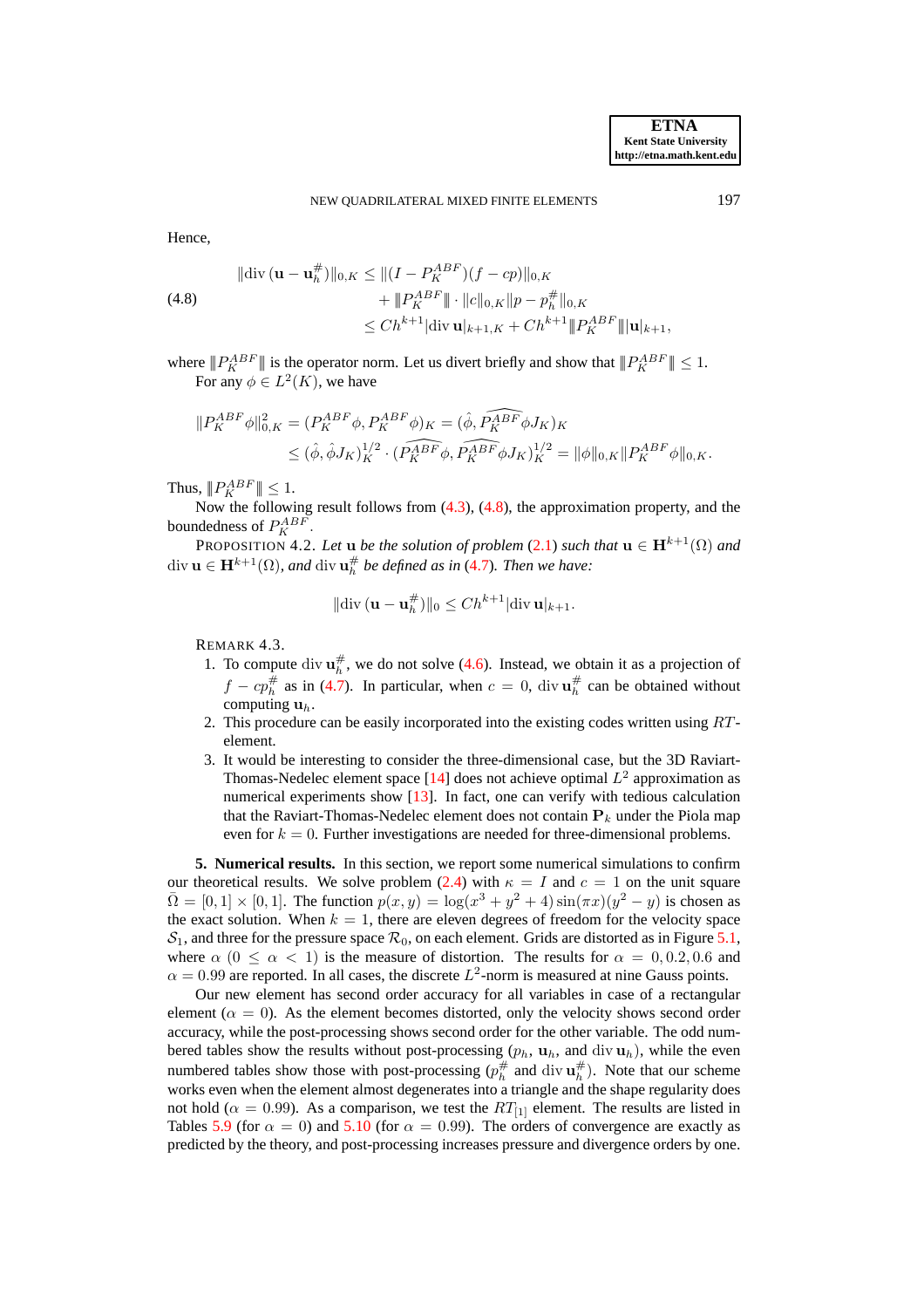Hence,

$$
\begin{aligned}
\|\operatorname{div}(\mathbf{u}-\mathbf{u}_h^{\#})\|_{0,K} &\le \|(I-P_K^{ABF})(f-cp)\|_{0,K} \\
&\quad + \|P_K^{ABF}\| \cdot \|c\|_{0,K}\|p-p_h^{\#}\|_{0,K} \\
&\le Ch^{k+1}|\operatorname{div}\mathbf{u}|_{k+1,K} + Ch^{k+1}\|P_K^{ABF}\||\mathbf{u}|_{k+1},
\end{aligned} \tag{4.8}
$$

where $\|P_K^{ABF}\|$ is the operator norm. Let us divert briefly and show that $\|P_K^{ABF}\| \le 1$.

For any $\phi \in L^2(K)$, we have

$$
\begin{aligned}
\|P_K^{ABF}\phi\|_{0,K}^2 &= (P_K^{ABF}\phi, P_K^{ABF}\phi)_K = (\hat{\phi}, \widehat{P_K^{ABF}}\phi J_K)_K \\
&\le (\hat{\phi}, \hat{\phi}J_K)_K^{1/2} \cdot (\widehat{P_K^{ABF}}\phi, \widehat{P_K^{ABF}}\phi J_K)_K^{1/2} = \|\phi\|_{0,K}\|P_K^{ABF}\phi\|_{0,K}.
\end{aligned}
$$

Thus, $\|P_K^{ABF}\| \le 1$.

Now the following result follows from (4.3), (4.8), the approximation property, and the boundedness of $P_K^{ABF}$.

PROPOSITION 4.2. *Let* $\mathbf{u}$ *be the solution of problem* (2.1) *such that* $\mathbf{u} \in \mathbf{H}^{k+1}(\Omega)$ *and* $\operatorname{div}\mathbf{u} \in \mathbf{H}^{k+1}(\Omega)$, *and* $\operatorname{div}\mathbf{u}_h^{\#}$ *be defined as in* (4.7). *Then we have:*

$$
\|\operatorname{div}(\mathbf{u}-\mathbf{u}_h^{\#})\|_0 \le Ch^{k+1}|\operatorname{div}\mathbf{u}|_{k+1}.
$$

REMARK 4.3.

1. To compute $\operatorname{div}\mathbf{u}_h^{\#}$, we do not solve (4.6). Instead, we obtain it as a projection of $f - cp_h^{\#}$ as in (4.7). In particular, when $c = 0$, $\operatorname{div}\mathbf{u}_h^{\#}$ can be obtained without computing $\mathbf{u}_h$.
2. This procedure can be easily incorporated into the existing codes written using $RT$-element.
3. It would be interesting to consider the three-dimensional case, but the 3D Raviart-Thomas-Nedelec element space [14] does not achieve optimal $L^2$ approximation as numerical experiments show [13]. In fact, one can verify with tedious calculation that the Raviart-Thomas-Nedelec element does not contain $\mathbf{P}_k$ under the Piola map even for $k = 0$. Further investigations are needed for three-dimensional problems.

**5. Numerical results.** In this section, we report some numerical simulations to confirm our theoretical results. We solve problem (2.4) with $\kappa = I$ and $c = 1$ on the unit square $\bar{\Omega} = [0,1] \times [0,1]$. The function $p(x,y) = \log(x^3 + y^2 + 4)\sin(\pi x)(y^2 - y)$ is chosen as the exact solution. When $k = 1$, there are eleven degrees of freedom for the velocity space $\mathcal{S}_1$, and three for the pressure space $\mathcal{R}_0$, on each element. Grids are distorted as in Figure 5.1, where $\alpha$ $(0 \le \alpha < 1)$ is the measure of distortion. The results for $\alpha = 0, 0.2, 0.6$ and $\alpha = 0.99$ are reported. In all cases, the discrete $L^2$-norm is measured at nine Gauss points.

Our new element has second order accuracy for all variables in case of a rectangular element ($\alpha = 0$). As the element becomes distorted, only the velocity shows second order accuracy, while the post-processing shows second order for the other variable. The odd numbered tables show the results without post-processing ($p_h$, $\mathbf{u}_h$, and $\operatorname{div}\mathbf{u}_h$), while the even numbered tables show those with post-processing ($p_h^{\#}$ and $\operatorname{div}\mathbf{u}_h^{\#}$). Note that our scheme works even when the element almost degenerates into a triangle and the shape regularity does not hold ($\alpha = 0.99$). As a comparison, we test the $RT_{[1]}$ element. The results are listed in Tables 5.9 (for $\alpha = 0$) and 5.10 (for $\alpha = 0.99$). The orders of convergence are exactly as predicted by the theory, and post-processing increases pressure and divergence orders by one.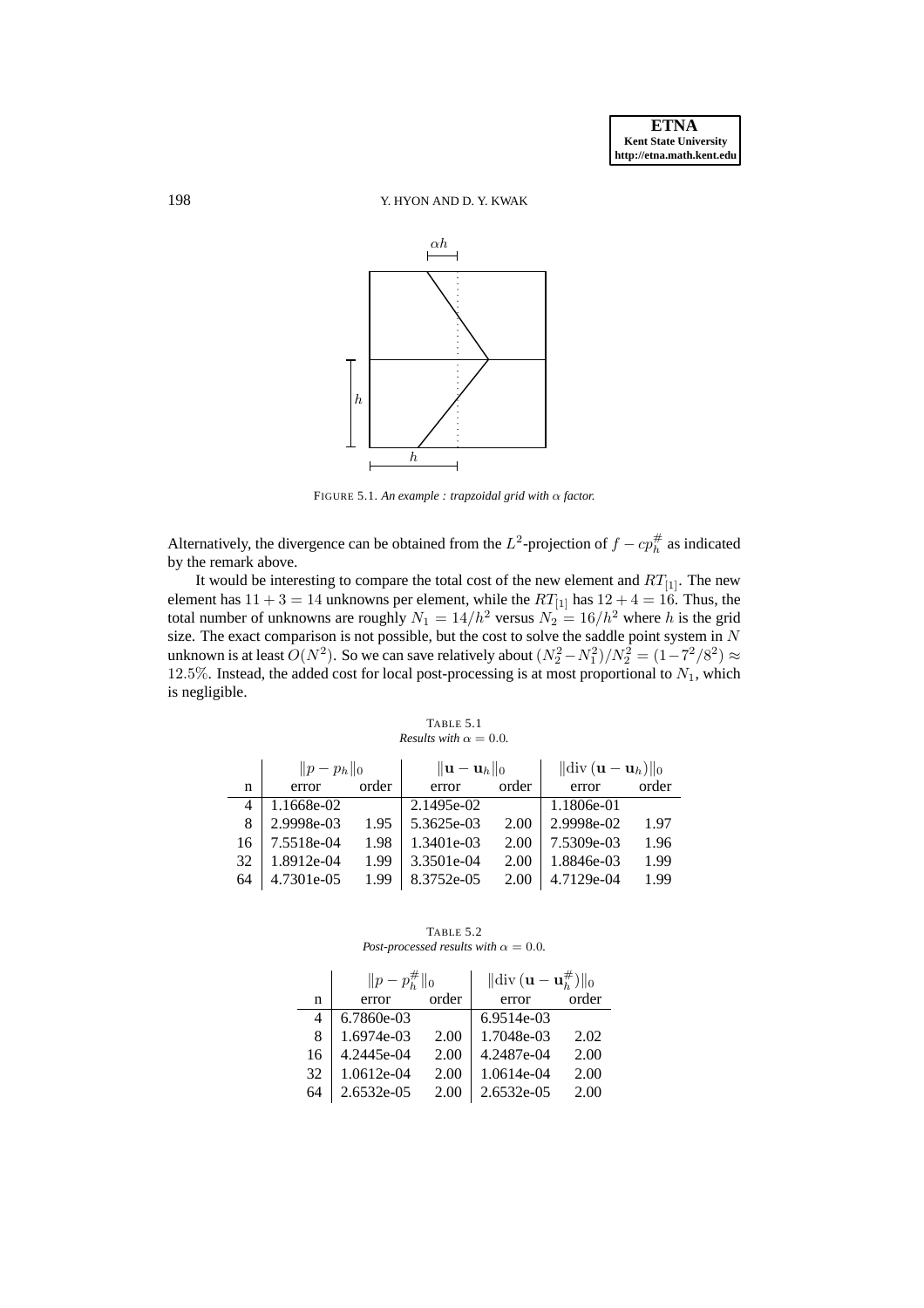FIGURE 5.1. *An example : trapzoidal grid with $\alpha$ factor.*

Alternatively, the divergence can be obtained from the $L^2$-projection of $f - cp_h^\#$ as indicated by the remark above.

It would be interesting to compare the total cost of the new element and $RT_{[1]}$. The new element has $11 + 3 = 14$ unknowns per element, while the $RT_{[1]}$ has $12 + 4 = 16$. Thus, the total number of unknowns are roughly $N_1 = 14/h^2$ versus $N_2 = 16/h^2$ where $h$ is the grid size. The exact comparison is not possible, but the cost to solve the saddle point system in $N$ unknown is at least $O(N^2)$. So we can save relatively about $(N_2^2 - N_1^2)/N_2^2 = (1 - 7^2/8^2) \approx 12.5\%$. Instead, the added cost for local post-processing is at most proportional to $N_1$, which is negligible.

TABLE 5.1
*Results with $\alpha = 0.0$.*

| | $\|p - p_h\|_0$ | | $\|\mathbf{u} - \mathbf{u}_h\|_0$ | | $\|\mathrm{div}\,(\mathbf{u} - \mathbf{u}_h)\|_0$ | |
|---|---|---|---|---|---|---|
| n | error | order | error | order | error | order |
| 4 | 1.1668e-02 | | 2.1495e-02 | | 1.1806e-01 | |
| 8 | 2.9998e-03 | 1.95 | 5.3625e-03 | 2.00 | 2.9998e-02 | 1.97 |
| 16 | 7.5518e-04 | 1.98 | 1.3401e-03 | 2.00 | 7.5309e-03 | 1.96 |
| 32 | 1.8912e-04 | 1.99 | 3.3501e-04 | 2.00 | 1.8846e-03 | 1.99 |
| 64 | 4.7301e-05 | 1.99 | 8.3752e-05 | 2.00 | 4.7129e-04 | 1.99 |

TABLE 5.2
*Post-processed results with $\alpha = 0.0$.*

| | $\|p - p_h^\#\|_0$ | | $\|\mathrm{div}\,(\mathbf{u} - \mathbf{u}_h^\#)\|_0$ | |
|---|---|---|---|---|
| n | error | order | error | order |
| 4 | 6.7860e-03 | | 6.9514e-03 | |
| 8 | 1.6974e-03 | 2.00 | 1.7048e-03 | 2.02 |
| 16 | 4.2445e-04 | 2.00 | 4.2487e-04 | 2.00 |
| 32 | 1.0612e-04 | 2.00 | 1.0614e-04 | 2.00 |
| 64 | 2.6532e-05 | 2.00 | 2.6532e-05 | 2.00 |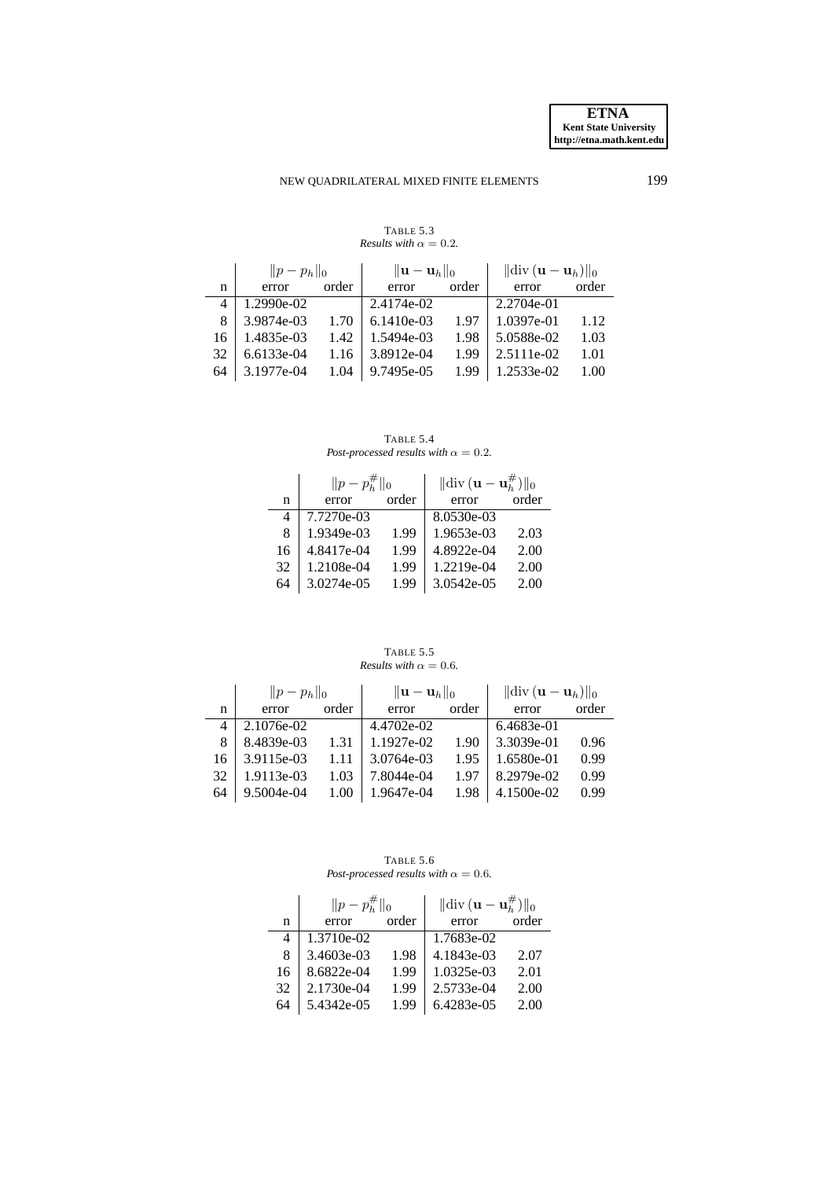TABLE 5.3
*Results with $\alpha = 0.2$.*

| n | $\|p - p_h\|_0$ error | order | $\|\mathbf{u} - \mathbf{u}_h\|_0$ error | order | $\|\mathrm{div}\,(\mathbf{u} - \mathbf{u}_h)\|_0$ error | order |
|---|---|---|---|---|---|---|
| 4 | 1.2990e-02 | | 2.4174e-02 | | 2.2704e-01 | |
| 8 | 3.9874e-03 | 1.70 | 6.1410e-03 | 1.97 | 1.0397e-01 | 1.12 |
| 16 | 1.4835e-03 | 1.42 | 1.5494e-03 | 1.98 | 5.0588e-02 | 1.03 |
| 32 | 6.6133e-04 | 1.16 | 3.8912e-04 | 1.99 | 2.5111e-02 | 1.01 |
| 64 | 3.1977e-04 | 1.04 | 9.7495e-05 | 1.99 | 1.2533e-02 | 1.00 |

TABLE 5.4
*Post-processed results with $\alpha = 0.2$.*

| n | $\|p - p_h^{\#}\|_0$ error | order | $\|\mathrm{div}\,(\mathbf{u} - \mathbf{u}_h^{\#})\|_0$ error | order |
|---|---|---|---|---|
| 4 | 7.7270e-03 | | 8.0530e-03 | |
| 8 | 1.9349e-03 | 1.99 | 1.9653e-03 | 2.03 |
| 16 | 4.8417e-04 | 1.99 | 4.8922e-04 | 2.00 |
| 32 | 1.2108e-04 | 1.99 | 1.2219e-04 | 2.00 |
| 64 | 3.0274e-05 | 1.99 | 3.0542e-05 | 2.00 |

TABLE 5.5
*Results with $\alpha = 0.6$.*

| n | $\|p - p_h\|_0$ error | order | $\|\mathbf{u} - \mathbf{u}_h\|_0$ error | order | $\|\mathrm{div}\,(\mathbf{u} - \mathbf{u}_h)\|_0$ error | order |
|---|---|---|---|---|---|---|
| 4 | 2.1076e-02 | | 4.4702e-02 | | 6.4683e-01 | |
| 8 | 8.4839e-03 | 1.31 | 1.1927e-02 | 1.90 | 3.3039e-01 | 0.96 |
| 16 | 3.9115e-03 | 1.11 | 3.0764e-03 | 1.95 | 1.6580e-01 | 0.99 |
| 32 | 1.9113e-03 | 1.03 | 7.8044e-04 | 1.97 | 8.2979e-02 | 0.99 |
| 64 | 9.5004e-04 | 1.00 | 1.9647e-04 | 1.98 | 4.1500e-02 | 0.99 |

TABLE 5.6
*Post-processed results with $\alpha = 0.6$.*

| n | $\|p - p_h^{\#}\|_0$ error | order | $\|\mathrm{div}\,(\mathbf{u} - \mathbf{u}_h^{\#})\|_0$ error | order |
|---|---|---|---|---|
| 4 | 1.3710e-02 | | 1.7683e-02 | |
| 8 | 3.4603e-03 | 1.98 | 4.1843e-03 | 2.07 |
| 16 | 8.6822e-04 | 1.99 | 1.0325e-03 | 2.01 |
| 32 | 2.1730e-04 | 1.99 | 2.5733e-04 | 2.00 |
| 64 | 5.4342e-05 | 1.99 | 6.4283e-05 | 2.00 |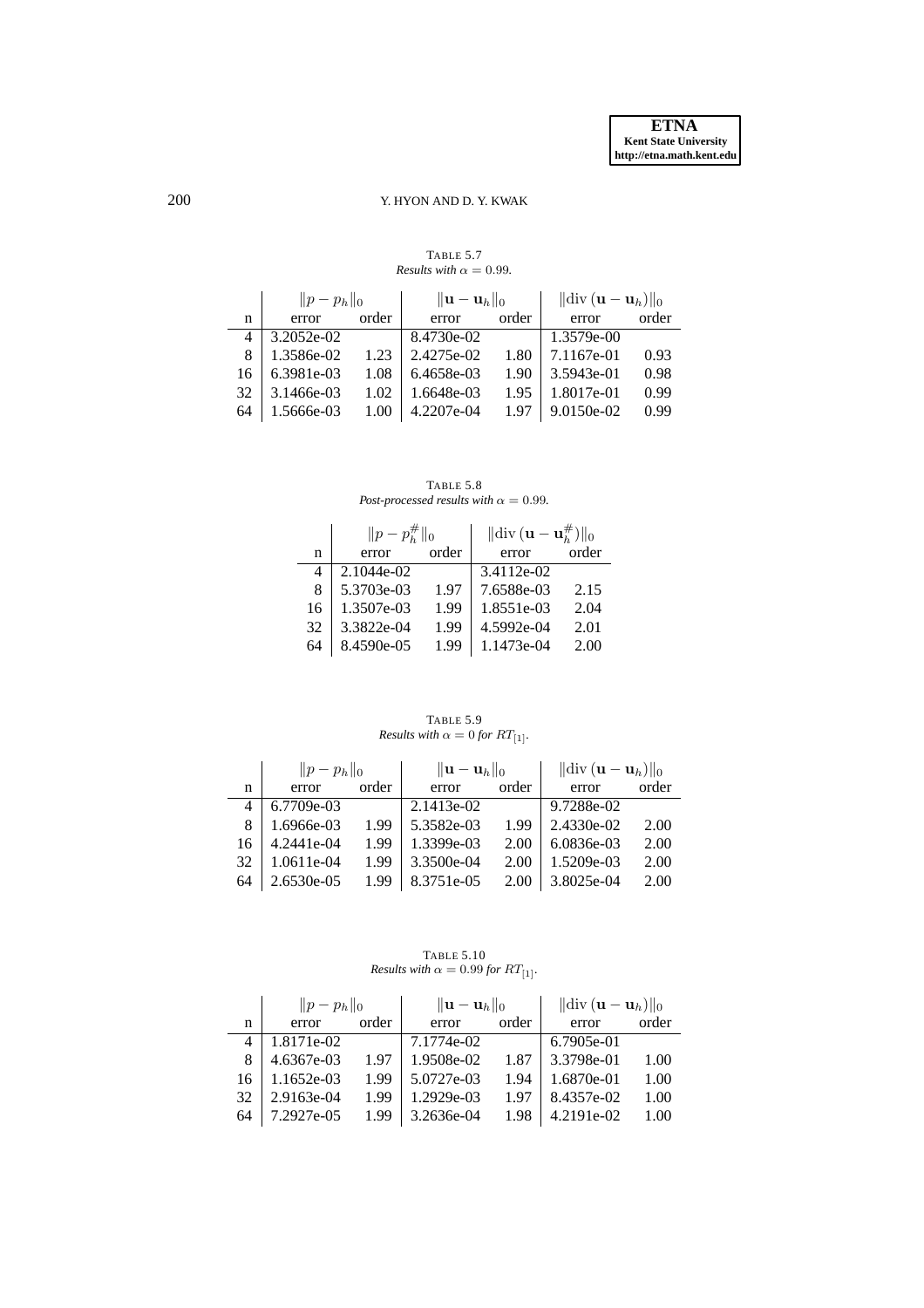TABLE 5.7
*Results with $\alpha = 0.99$.*

| | $\|p - p_h\|_0$ | | $\|\mathbf{u} - \mathbf{u}_h\|_0$ | | $\|\mathrm{div}\,(\mathbf{u} - \mathbf{u}_h)\|_0$ | |
|---|---|---|---|---|---|---|
| n | error | order | error | order | error | order |
| 4 | 3.2052e-02 | | 8.4730e-02 | | 1.3579e-00 | |
| 8 | 1.3586e-02 | 1.23 | 2.4275e-02 | 1.80 | 7.1167e-01 | 0.93 |
| 16 | 6.3981e-03 | 1.08 | 6.4658e-03 | 1.90 | 3.5943e-01 | 0.98 |
| 32 | 3.1466e-03 | 1.02 | 1.6648e-03 | 1.95 | 1.8017e-01 | 0.99 |
| 64 | 1.5666e-03 | 1.00 | 4.2207e-04 | 1.97 | 9.0150e-02 | 0.99 |

TABLE 5.8
*Post-processed results with $\alpha = 0.99$.*

| | $\|p - p_h^{\#}\|_0$ | | $\|\mathrm{div}\,(\mathbf{u} - \mathbf{u}_h^{\#})\|_0$ | |
|---|---|---|---|---|
| n | error | order | error | order |
| 4 | 2.1044e-02 | | 3.4112e-02 | |
| 8 | 5.3703e-03 | 1.97 | 7.6588e-03 | 2.15 |
| 16 | 1.3507e-03 | 1.99 | 1.8551e-03 | 2.04 |
| 32 | 3.3822e-04 | 1.99 | 4.5992e-04 | 2.01 |
| 64 | 8.4590e-05 | 1.99 | 1.1473e-04 | 2.00 |

TABLE 5.9
*Results with $\alpha = 0$ for $RT_{[1]}$.*

| | $\|p - p_h\|_0$ | | $\|\mathbf{u} - \mathbf{u}_h\|_0$ | | $\|\mathrm{div}\,(\mathbf{u} - \mathbf{u}_h)\|_0$ | |
|---|---|---|---|---|---|---|
| n | error | order | error | order | error | order |
| 4 | 6.7709e-03 | | 2.1413e-02 | | 9.7288e-02 | |
| 8 | 1.6966e-03 | 1.99 | 5.3582e-03 | 1.99 | 2.4330e-02 | 2.00 |
| 16 | 4.2441e-04 | 1.99 | 1.3399e-03 | 2.00 | 6.0836e-03 | 2.00 |
| 32 | 1.0611e-04 | 1.99 | 3.3500e-04 | 2.00 | 1.5209e-03 | 2.00 |
| 64 | 2.6530e-05 | 1.99 | 8.3751e-05 | 2.00 | 3.8025e-04 | 2.00 |

TABLE 5.10
*Results with $\alpha = 0.99$ for $RT_{[1]}$.*

| | $\|p - p_h\|_0$ | | $\|\mathbf{u} - \mathbf{u}_h\|_0$ | | $\|\mathrm{div}\,(\mathbf{u} - \mathbf{u}_h)\|_0$ | |
|---|---|---|---|---|---|---|
| n | error | order | error | order | error | order |
| 4 | 1.8171e-02 | | 7.1774e-02 | | 6.7905e-01 | |
| 8 | 4.6367e-03 | 1.97 | 1.9508e-02 | 1.87 | 3.3798e-01 | 1.00 |
| 16 | 1.1652e-03 | 1.99 | 5.0727e-03 | 1.94 | 1.6870e-01 | 1.00 |
| 32 | 2.9163e-04 | 1.99 | 1.2929e-03 | 1.97 | 8.4357e-02 | 1.00 |
| 64 | 7.2927e-05 | 1.99 | 3.2636e-04 | 1.98 | 4.2191e-02 | 1.00 |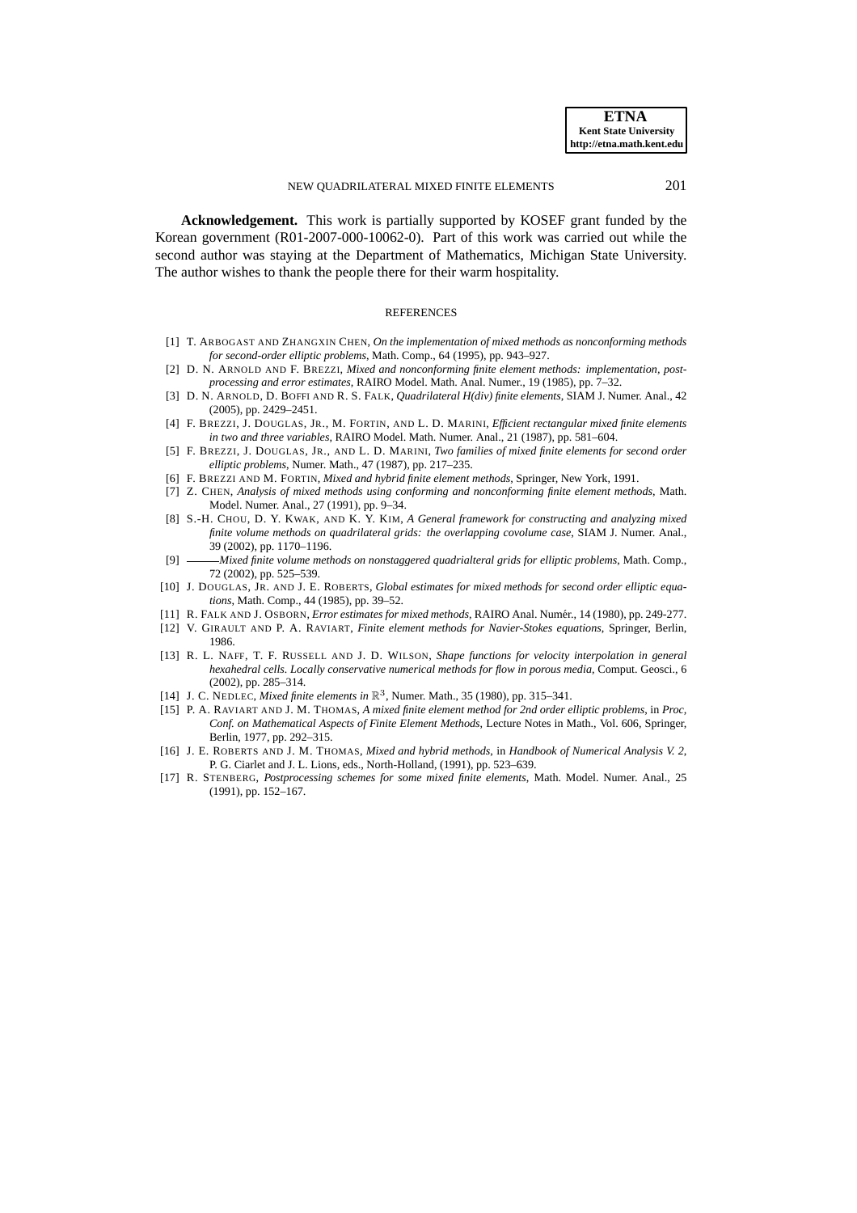**Acknowledgement.** This work is partially supported by KOSEF grant funded by the Korean government (R01-2007-000-10062-0). Part of this work was carried out while the second author was staying at the Department of Mathematics, Michigan State University. The author wishes to thank the people there for their warm hospitality.

## REFERENCES

[1] T. ARBOGAST AND ZHANGXIN CHEN, *On the implementation of mixed methods as nonconforming methods for second-order elliptic problems*, Math. Comp., 64 (1995), pp. 943–927.

[2] D. N. ARNOLD AND F. BREZZI, *Mixed and nonconforming finite element methods: implementation, postprocessing and error estimates*, RAIRO Model. Math. Anal. Numer., 19 (1985), pp. 7–32.

[3] D. N. ARNOLD, D. BOFFI AND R. S. FALK, *Quadrilateral H(div) finite elements*, SIAM J. Numer. Anal., 42 (2005), pp. 2429–2451.

[4] F. BREZZI, J. DOUGLAS, JR., M. FORTIN, AND L. D. MARINI, *Efficient rectangular mixed finite elements in two and three variables*, RAIRO Model. Math. Numer. Anal., 21 (1987), pp. 581–604.

[5] F. BREZZI, J. DOUGLAS, JR., AND L. D. MARINI, *Two families of mixed finite elements for second order elliptic problems*, Numer. Math., 47 (1987), pp. 217–235.

[6] F. BREZZI AND M. FORTIN, *Mixed and hybrid finite element methods*, Springer, New York, 1991.

[7] Z. CHEN, *Analysis of mixed methods using conforming and nonconforming finite element methods*, Math. Model. Numer. Anal., 27 (1991), pp. 9–34.

[8] S.-H. CHOU, D. Y. KWAK, AND K. Y. KIM, *A General framework for constructing and analyzing mixed finite volume methods on quadrilateral grids: the overlapping covolume case*, SIAM J. Numer. Anal., 39 (2002), pp. 1170–1196.

[9] ——— *Mixed finite volume methods on nonstaggered quadrialteral grids for elliptic problems*, Math. Comp., 72 (2002), pp. 525–539.

[10] J. DOUGLAS, JR. AND J. E. ROBERTS, *Global estimates for mixed methods for second order elliptic equations*, Math. Comp., 44 (1985), pp. 39–52.

[11] R. FALK AND J. OSBORN, *Error estimates for mixed methods*, RAIRO Anal. Numér., 14 (1980), pp. 249-277.

[12] V. GIRAULT AND P. A. RAVIART, *Finite element methods for Navier-Stokes equations*, Springer, Berlin, 1986.

[13] R. L. NAFF, T. F. RUSSELL AND J. D. WILSON, *Shape functions for velocity interpolation in general hexahedral cells. Locally conservative numerical methods for flow in porous media*, Comput. Geosci., 6 (2002), pp. 285–314.

[14] J. C. NEDLEC, *Mixed finite elements in* $\mathbb{R}^3$, Numer. Math., 35 (1980), pp. 315–341.

[15] P. A. RAVIART AND J. M. THOMAS, *A mixed finite element method for 2nd order elliptic problems*, in *Proc, Conf. on Mathematical Aspects of Finite Element Methods*, Lecture Notes in Math., Vol. 606, Springer, Berlin, 1977, pp. 292–315.

[16] J. E. ROBERTS AND J. M. THOMAS, *Mixed and hybrid methods*, in *Handbook of Numerical Analysis V. 2*, P. G. Ciarlet and J. L. Lions, eds., North-Holland, (1991), pp. 523–639.

[17] R. STENBERG, *Postprocessing schemes for some mixed finite elements*, Math. Model. Numer. Anal., 25 (1991), pp. 152–167.